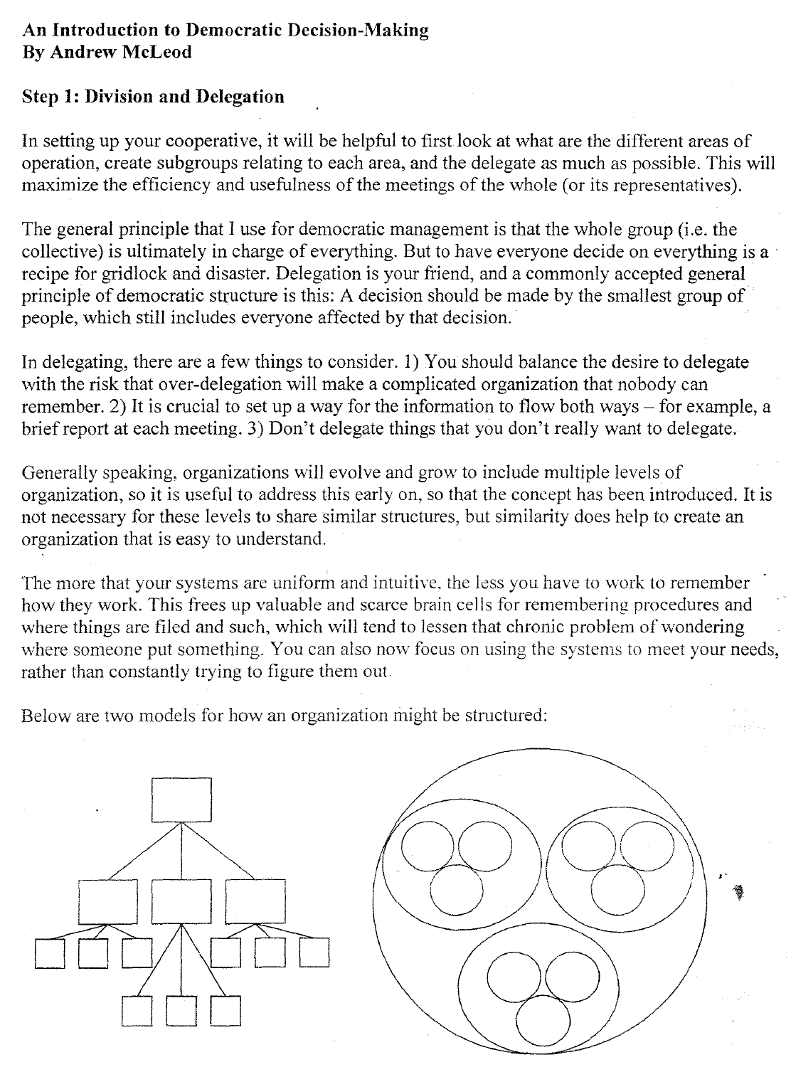**An Introduction to Democratic Decision-Making**
**By Andrew McLeod**

## Step 1: Division and Delegation

In setting up your cooperative, it will be helpful to first look at what are the different areas of operation, create subgroups relating to each area, and the delegate as much as possible. This will maximize the efficiency and usefulness of the meetings of the whole (or its representatives).

The general principle that I use for democratic management is that the whole group (i.e. the collective) is ultimately in charge of everything. But to have everyone decide on everything is a recipe for gridlock and disaster. Delegation is your friend, and a commonly accepted general principle of democratic structure is this: A decision should be made by the smallest group of people, which still includes everyone affected by that decision.

In delegating, there are a few things to consider. 1) You should balance the desire to delegate with the risk that over-delegation will make a complicated organization that nobody can remember. 2) It is crucial to set up a way for the information to flow both ways – for example, a brief report at each meeting. 3) Don't delegate things that you don't really want to delegate.

Generally speaking, organizations will evolve and grow to include multiple levels of organization, so it is useful to address this early on, so that the concept has been introduced. It is not necessary for these levels to share similar structures, but similarity does help to create an organization that is easy to understand.

The more that your systems are uniform and intuitive, the less you have to work to remember how they work. This frees up valuable and scarce brain cells for remembering procedures and where things are filed and such, which will tend to lessen that chronic problem of wondering where someone put something. You can also now focus on using the systems to meet your needs, rather than constantly trying to figure them out.

Below are two models for how an organization might be structured: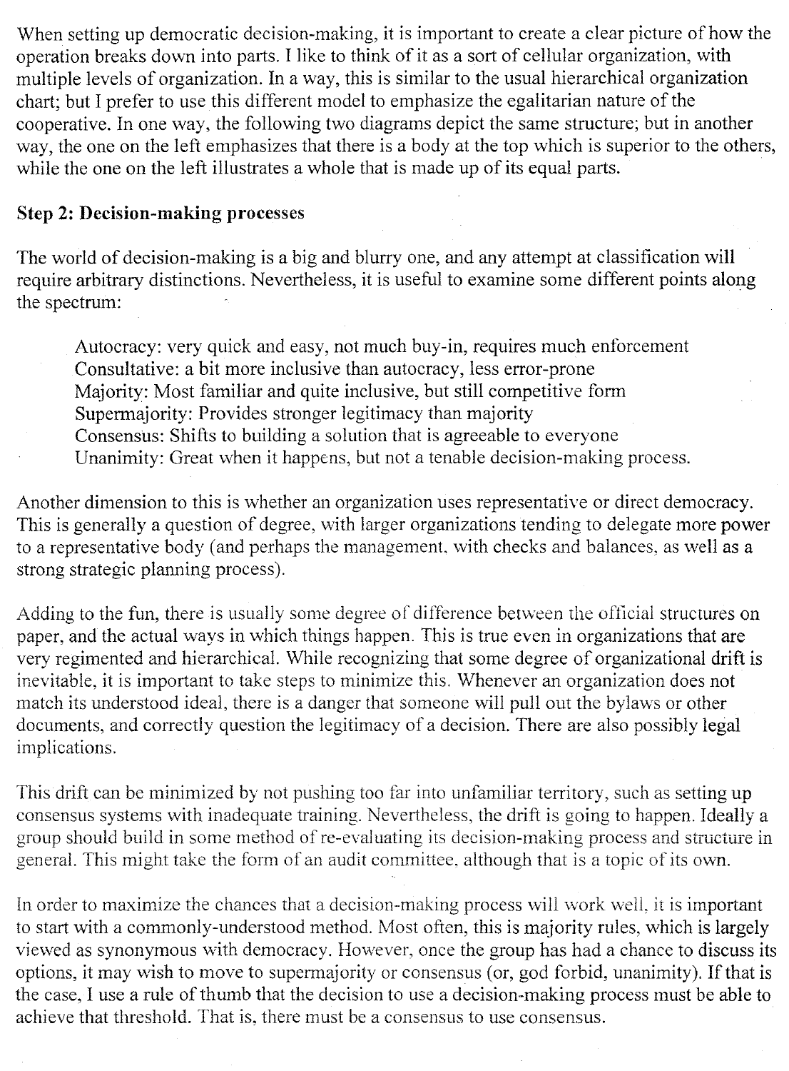When setting up democratic decision-making, it is important to create a clear picture of how the operation breaks down into parts. I like to think of it as a sort of cellular organization, with multiple levels of organization. In a way, this is similar to the usual hierarchical organization chart; but I prefer to use this different model to emphasize the egalitarian nature of the cooperative. In one way, the following two diagrams depict the same structure; but in another way, the one on the left emphasizes that there is a body at the top which is superior to the others, while the one on the left illustrates a whole that is made up of its equal parts.

**Step 2: Decision-making processes**

The world of decision-making is a big and blurry one, and any attempt at classification will require arbitrary distinctions. Nevertheless, it is useful to examine some different points along the spectrum:

> Autocracy: very quick and easy, not much buy-in, requires much enforcement
> Consultative: a bit more inclusive than autocracy, less error-prone
> Majority: Most familiar and quite inclusive, but still competitive form
> Supermajority: Provides stronger legitimacy than majority
> Consensus: Shifts to building a solution that is agreeable to everyone
> Unanimity: Great when it happens, but not a tenable decision-making process.

Another dimension to this is whether an organization uses representative or direct democracy. This is generally a question of degree, with larger organizations tending to delegate more power to a representative body (and perhaps the management, with checks and balances, as well as a strong strategic planning process).

Adding to the fun, there is usually some degree of difference between the official structures on paper, and the actual ways in which things happen. This is true even in organizations that are very regimented and hierarchical. While recognizing that some degree of organizational drift is inevitable, it is important to take steps to minimize this. Whenever an organization does not match its understood ideal, there is a danger that someone will pull out the bylaws or other documents, and correctly question the legitimacy of a decision. There are also possibly legal implications.

This drift can be minimized by not pushing too far into unfamiliar territory, such as setting up consensus systems with inadequate training. Nevertheless, the drift is going to happen. Ideally a group should build in some method of re-evaluating its decision-making process and structure in general. This might take the form of an audit committee, although that is a topic of its own.

In order to maximize the chances that a decision-making process will work well, it is important to start with a commonly-understood method. Most often, this is majority rules, which is largely viewed as synonymous with democracy. However, once the group has had a chance to discuss its options, it may wish to move to supermajority or consensus (or, god forbid, unanimity). If that is the case, I use a rule of thumb that the decision to use a decision-making process must be able to achieve that threshold. That is, there must be a consensus to use consensus.